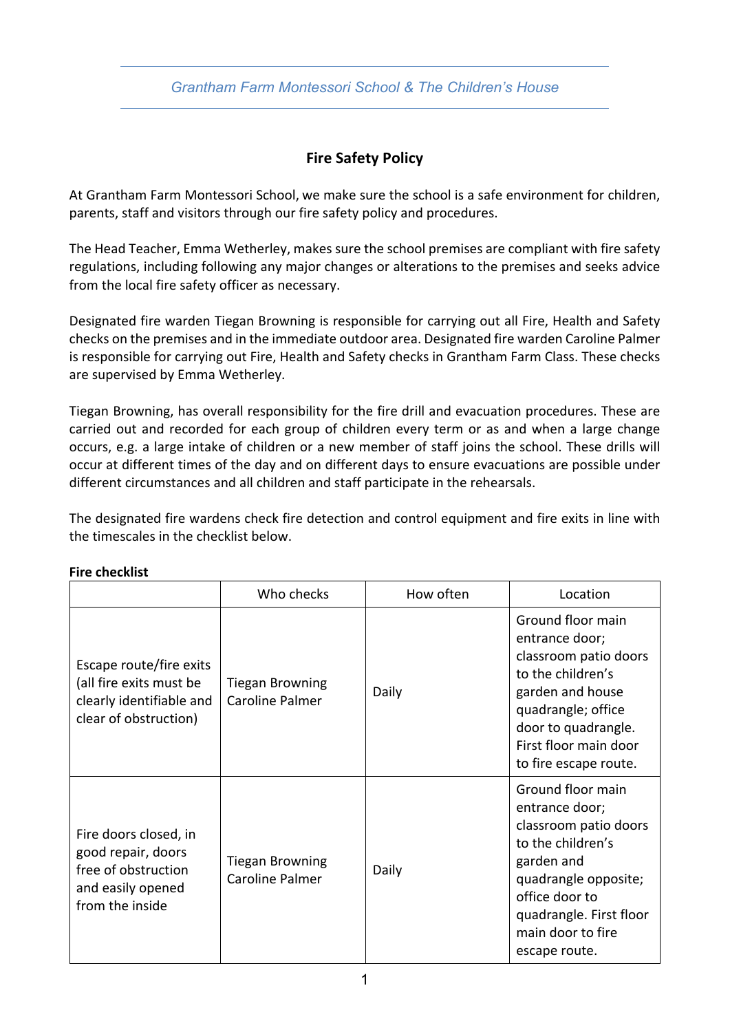## Fire Safety Policy

At Grantham Farm Montessori School, we make sure the school is a safe environment for children, parents, staff and visitors through our fire safety policy and procedures.

The Head Teacher, Emma Wetherley, makes sure the school premises are compliant with fire safety regulations, including following any major changes or alterations to the premises and seeks advice from the local fire safety officer as necessary.

Designated fire warden Tiegan Browning is responsible for carrying out all Fire, Health and Safety checks on the premises and in the immediate outdoor area. Designated fire warden Caroline Palmer is responsible for carrying out Fire, Health and Safety checks in Grantham Farm Class. These checks are supervised by Emma Wetherley.

Tiegan Browning, has overall responsibility for the fire drill and evacuation procedures. These are carried out and recorded for each group of children every term or as and when a large change occurs, e.g. a large intake of children or a new member of staff joins the school. These drills will occur at different times of the day and on different days to ensure evacuations are possible under different circumstances and all children and staff participate in the rehearsals.

The designated fire wardens check fire detection and control equipment and fire exits in line with the timescales in the checklist below.

**Fire checklist**

| | Who checks | How often | Location |
|---|---|---|---|
| Escape route/fire exits (all fire exits must be clearly identifiable and clear of obstruction) | Tiegan Browning Caroline Palmer | Daily | Ground floor main entrance door; classroom patio doors to the children's garden and house quadrangle; office door to quadrangle. First floor main door to fire escape route. |
| Fire doors closed, in good repair, doors free of obstruction and easily opened from the inside | Tiegan Browning Caroline Palmer | Daily | Ground floor main entrance door; classroom patio doors to the children's garden and quadrangle opposite; office door to quadrangle. First floor main door to fire escape route. |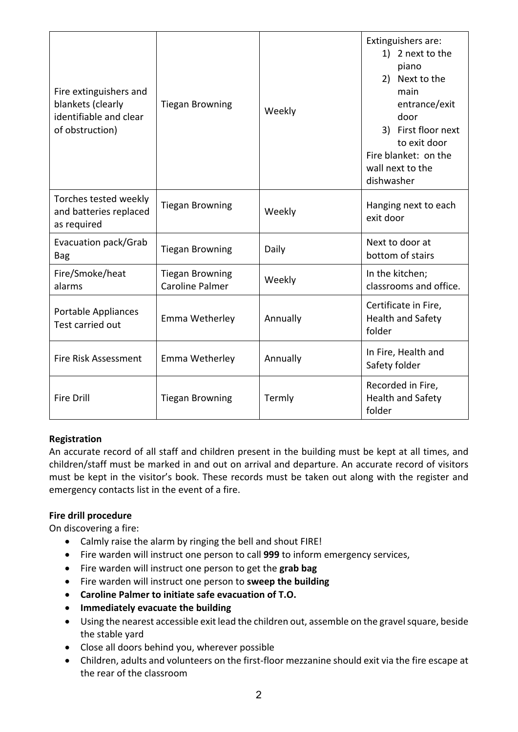| Fire extinguishers and blankets (clearly identifiable and clear of obstruction) | Tiegan Browning | Weekly | Extinguishers are:<br>1) 2 next to the piano<br>2) Next to the main entrance/exit door<br>3) First floor next to exit door<br>Fire blanket: on the wall next to the dishwasher |
|---|---|---|---|
| Torches tested weekly and batteries replaced as required | Tiegan Browning | Weekly | Hanging next to each exit door |
| Evacuation pack/Grab Bag | Tiegan Browning | Daily | Next to door at bottom of stairs |
| Fire/Smoke/heat alarms | Tiegan Browning<br>Caroline Palmer | Weekly | In the kitchen; classrooms and office. |
| Portable Appliances Test carried out | Emma Wetherley | Annually | Certificate in Fire, Health and Safety folder |
| Fire Risk Assessment | Emma Wetherley | Annually | In Fire, Health and Safety folder |
| Fire Drill | Tiegan Browning | Termly | Recorded in Fire, Health and Safety folder |

**Registration**

An accurate record of all staff and children present in the building must be kept at all times, and children/staff must be marked in and out on arrival and departure. An accurate record of visitors must be kept in the visitor's book. These records must be taken out along with the register and emergency contacts list in the event of a fire.

**Fire drill procedure**

On discovering a fire:

- Calmly raise the alarm by ringing the bell and shout FIRE!
- Fire warden will instruct one person to call **999** to inform emergency services,
- Fire warden will instruct one person to get the **grab bag**
- Fire warden will instruct one person to **sweep the building**
- **Caroline Palmer to initiate safe evacuation of T.O.**
- **Immediately evacuate the building**
- Using the nearest accessible exit lead the children out, assemble on the gravel square, beside the stable yard
- Close all doors behind you, wherever possible
- Children, adults and volunteers on the first-floor mezzanine should exit via the fire escape at the rear of the classroom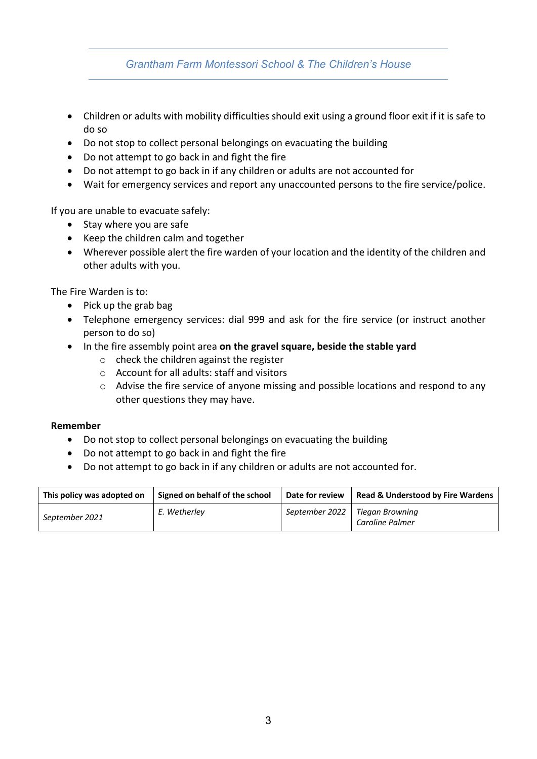- Children or adults with mobility difficulties should exit using a ground floor exit if it is safe to do so
- Do not stop to collect personal belongings on evacuating the building
- Do not attempt to go back in and fight the fire
- Do not attempt to go back in if any children or adults are not accounted for
- Wait for emergency services and report any unaccounted persons to the fire service/police.

If you are unable to evacuate safely:

- Stay where you are safe
- Keep the children calm and together
- Wherever possible alert the fire warden of your location and the identity of the children and other adults with you.

The Fire Warden is to:

- Pick up the grab bag
- Telephone emergency services: dial 999 and ask for the fire service (or instruct another person to do so)
- In the fire assembly point area **on the gravel square, beside the stable yard**
    - check the children against the register
    - Account for all adults: staff and visitors
    - Advise the fire service of anyone missing and possible locations and respond to any other questions they may have.

**Remember**

- Do not stop to collect personal belongings on evacuating the building
- Do not attempt to go back in and fight the fire
- Do not attempt to go back in if any children or adults are not accounted for.

| This policy was adopted on | Signed on behalf of the school | Date for review | Read & Understood by Fire Wardens |
|---|---|---|---|
| *September 2021* | *E. Wetherley* | *September 2022* | *Tiegan Browning*<br>*Caroline Palmer* |